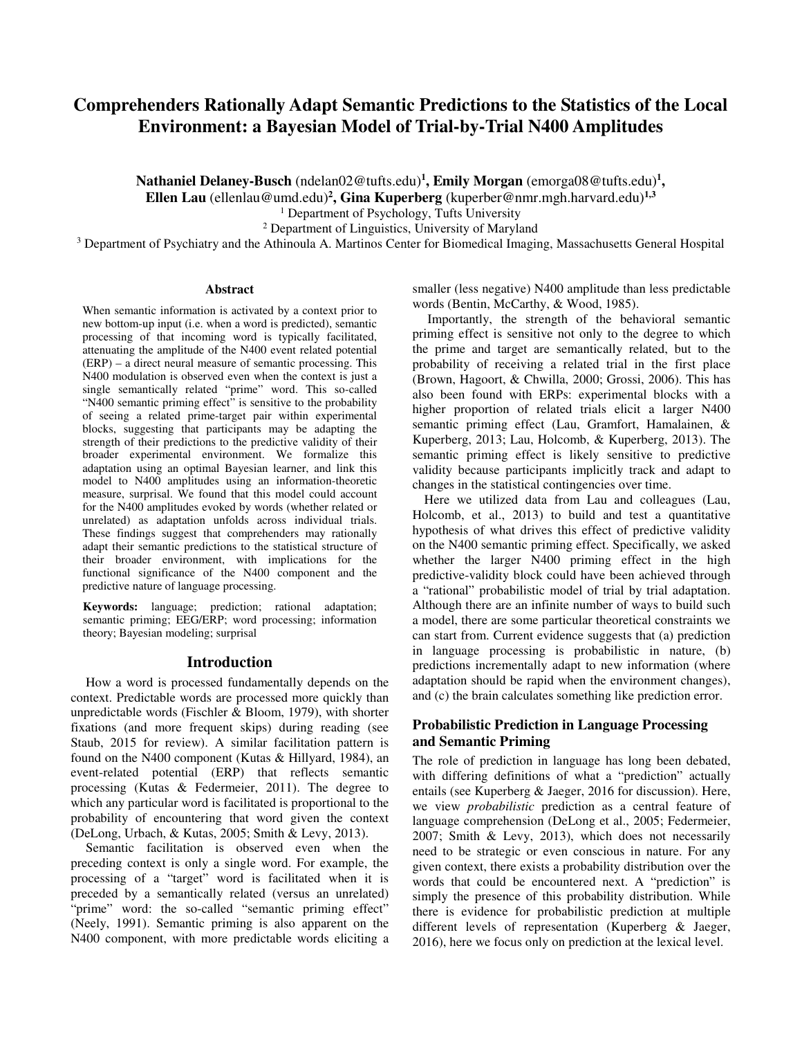# Comprehenders Rationally Adapt Semantic Predictions to the Statistics of the Local Environment: a Bayesian Model of Trial-by-Trial N400 Amplitudes

**Nathaniel Delaney-Busch** (ndelan02@tufts.edu)[1], **Emily Morgan** (emorga08@tufts.edu)[1], **Ellen Lau** (ellenlau@umd.edu)[2], **Gina Kuperberg** (kuperber@nmr.mgh.harvard.edu)[1,3]

[1] Department of Psychology, Tufts University

[2] Department of Linguistics, University of Maryland

[3] Department of Psychiatry and the Athinoula A. Martinos Center for Biomedical Imaging, Massachusetts General Hospital

## Abstract

When semantic information is activated by a context prior to new bottom-up input (i.e. when a word is predicted), semantic processing of that incoming word is typically facilitated, attenuating the amplitude of the N400 event related potential (ERP) – a direct neural measure of semantic processing. This N400 modulation is observed even when the context is just a single semantically related "prime" word. This so-called "N400 semantic priming effect" is sensitive to the probability of seeing a related prime-target pair within experimental blocks, suggesting that participants may be adapting the strength of their predictions to the predictive validity of their broader experimental environment. We formalize this adaptation using an optimal Bayesian learner, and link this model to N400 amplitudes using an information-theoretic measure, surprisal. We found that this model could account for the N400 amplitudes evoked by words (whether related or unrelated) as adaptation unfolds across individual trials. These findings suggest that comprehenders may rationally adapt their semantic predictions to the statistical structure of their broader environment, with implications for the functional significance of the N400 component and the predictive nature of language processing.

**Keywords:** language; prediction; rational adaptation; semantic priming; EEG/ERP; word processing; information theory; Bayesian modeling; surprisal

## Introduction

How a word is processed fundamentally depends on the context. Predictable words are processed more quickly than unpredictable words (Fischler & Bloom, 1979), with shorter fixations (and more frequent skips) during reading (see Staub, 2015 for review). A similar facilitation pattern is found on the N400 component (Kutas & Hillyard, 1984), an event-related potential (ERP) that reflects semantic processing (Kutas & Federmeier, 2011). The degree to which any particular word is facilitated is proportional to the probability of encountering that word given the context (DeLong, Urbach, & Kutas, 2005; Smith & Levy, 2013).

Semantic facilitation is observed even when the preceding context is only a single word. For example, the processing of a "target" word is facilitated when it is preceded by a semantically related (versus an unrelated) "prime" word: the so-called "semantic priming effect" (Neely, 1991). Semantic priming is also apparent on the N400 component, with more predictable words eliciting a smaller (less negative) N400 amplitude than less predictable words (Bentin, McCarthy, & Wood, 1985).

Importantly, the strength of the behavioral semantic priming effect is sensitive not only to the degree to which the prime and target are semantically related, but to the probability of receiving a related trial in the first place (Brown, Hagoort, & Chwilla, 2000; Grossi, 2006). This has also been found with ERPs: experimental blocks with a higher proportion of related trials elicit a larger N400 semantic priming effect (Lau, Gramfort, Hamalainen, & Kuperberg, 2013; Lau, Holcomb, & Kuperberg, 2013). The semantic priming effect is likely sensitive to predictive validity because participants implicitly track and adapt to changes in the statistical contingencies over time.

Here we utilized data from Lau and colleagues (Lau, Holcomb, et al., 2013) to build and test a quantitative hypothesis of what drives this effect of predictive validity on the N400 semantic priming effect. Specifically, we asked whether the larger N400 priming effect in the high predictive-validity block could have been achieved through a "rational" probabilistic model of trial by trial adaptation. Although there are an infinite number of ways to build such a model, there are some particular theoretical constraints we can start from. Current evidence suggests that (a) prediction in language processing is probabilistic in nature, (b) predictions incrementally adapt to new information (where adaptation should be rapid when the environment changes), and (c) the brain calculates something like prediction error.

### Probabilistic Prediction in Language Processing and Semantic Priming

The role of prediction in language has long been debated, with differing definitions of what a "prediction" actually entails (see Kuperberg & Jaeger, 2016 for discussion). Here, we view *probabilistic* prediction as a central feature of language comprehension (DeLong et al., 2005; Federmeier, 2007; Smith & Levy, 2013), which does not necessarily need to be strategic or even conscious in nature. For any given context, there exists a probability distribution over the words that could be encountered next. A "prediction" is simply the presence of this probability distribution. While there is evidence for probabilistic prediction at multiple different levels of representation (Kuperberg & Jaeger, 2016), here we focus only on prediction at the lexical level.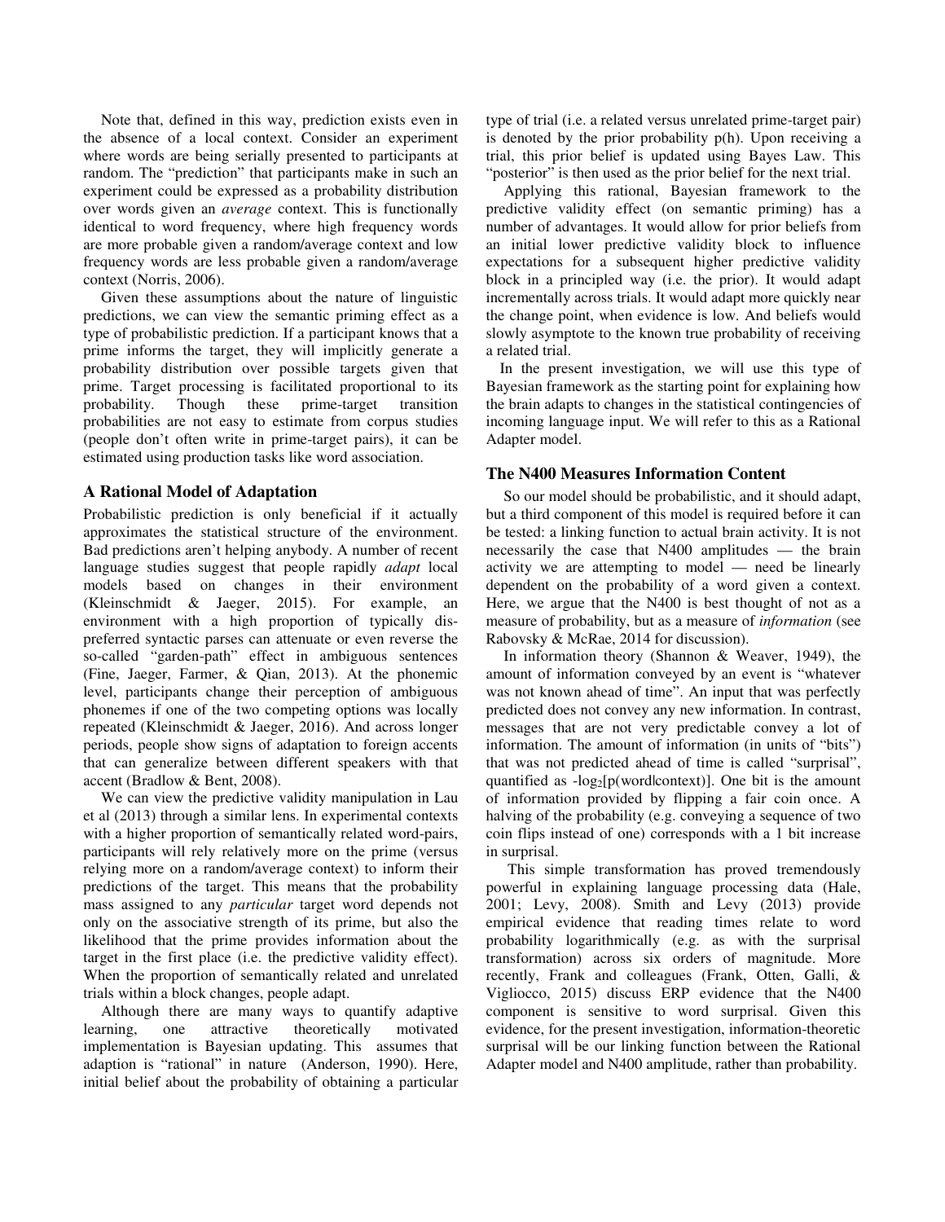Note that, defined in this way, prediction exists even in the absence of a local context. Consider an experiment where words are being serially presented to participants at random. The "prediction" that participants make in such an experiment could be expressed as a probability distribution over words given an *average* context. This is functionally identical to word frequency, where high frequency words are more probable given a random/average context and low frequency words are less probable given a random/average context (Norris, 2006).

Given these assumptions about the nature of linguistic predictions, we can view the semantic priming effect as a type of probabilistic prediction. If a participant knows that a prime informs the target, they will implicitly generate a probability distribution over possible targets given that prime. Target processing is facilitated proportional to its probability. Though these prime-target transition probabilities are not easy to estimate from corpus studies (people don't often write in prime-target pairs), it can be estimated using production tasks like word association.

## A Rational Model of Adaptation

Probabilistic prediction is only beneficial if it actually approximates the statistical structure of the environment. Bad predictions aren't helping anybody. A number of recent language studies suggest that people rapidly *adapt* local models based on changes in their environment (Kleinschmidt & Jaeger, 2015). For example, an environment with a high proportion of typically dis-preferred syntactic parses can attenuate or even reverse the so-called "garden-path" effect in ambiguous sentences (Fine, Jaeger, Farmer, & Qian, 2013). At the phonemic level, participants change their perception of ambiguous phonemes if one of the two competing options was locally repeated (Kleinschmidt & Jaeger, 2016). And across longer periods, people show signs of adaptation to foreign accents that can generalize between different speakers with that accent (Bradlow & Bent, 2008).

We can view the predictive validity manipulation in Lau et al (2013) through a similar lens. In experimental contexts with a higher proportion of semantically related word-pairs, participants will rely relatively more on the prime (versus relying more on a random/average context) to inform their predictions of the target. This means that the probability mass assigned to any *particular* target word depends not only on the associative strength of its prime, but also the likelihood that the prime provides information about the target in the first place (i.e. the predictive validity effect). When the proportion of semantically related and unrelated trials within a block changes, people adapt.

Although there are many ways to quantify adaptive learning, one attractive theoretically motivated implementation is Bayesian updating. This assumes that adaption is "rational" in nature (Anderson, 1990). Here, initial belief about the probability of obtaining a particular type of trial (i.e. a related versus unrelated prime-target pair) is denoted by the prior probability p(h). Upon receiving a trial, this prior belief is updated using Bayes Law. This "posterior" is then used as the prior belief for the next trial.

Applying this rational, Bayesian framework to the predictive validity effect (on semantic priming) has a number of advantages. It would allow for prior beliefs from an initial lower predictive validity block to influence expectations for a subsequent higher predictive validity block in a principled way (i.e. the prior). It would adapt incrementally across trials. It would adapt more quickly near the change point, when evidence is low. And beliefs would slowly asymptote to the known true probability of receiving a related trial.

In the present investigation, we will use this type of Bayesian framework as the starting point for explaining how the brain adapts to changes in the statistical contingencies of incoming language input. We will refer to this as a Rational Adapter model.

## The N400 Measures Information Content

So our model should be probabilistic, and it should adapt, but a third component of this model is required before it can be tested: a linking function to actual brain activity. It is not necessarily the case that N400 amplitudes — the brain activity we are attempting to model — need be linearly dependent on the probability of a word given a context. Here, we argue that the N400 is best thought of not as a measure of probability, but as a measure of *information* (see Rabovsky & McRae, 2014 for discussion).

In information theory (Shannon & Weaver, 1949), the amount of information conveyed by an event is "whatever was not known ahead of time". An input that was perfectly predicted does not convey any new information. In contrast, messages that are not very predictable convey a lot of information. The amount of information (in units of "bits") that was not predicted ahead of time is called "surprisal", quantified as $-\log_2[p(\text{word}|\text{context})]$. One bit is the amount of information provided by flipping a fair coin once. A halving of the probability (e.g. conveying a sequence of two coin flips instead of one) corresponds with a 1 bit increase in surprisal.

This simple transformation has proved tremendously powerful in explaining language processing data (Hale, 2001; Levy, 2008). Smith and Levy (2013) provide empirical evidence that reading times relate to word probability logarithmically (e.g. as with the surprisal transformation) across six orders of magnitude. More recently, Frank and colleagues (Frank, Otten, Galli, & Vigliocco, 2015) discuss ERP evidence that the N400 component is sensitive to word surprisal. Given this evidence, for the present investigation, information-theoretic surprisal will be our linking function between the Rational Adapter model and N400 amplitude, rather than probability.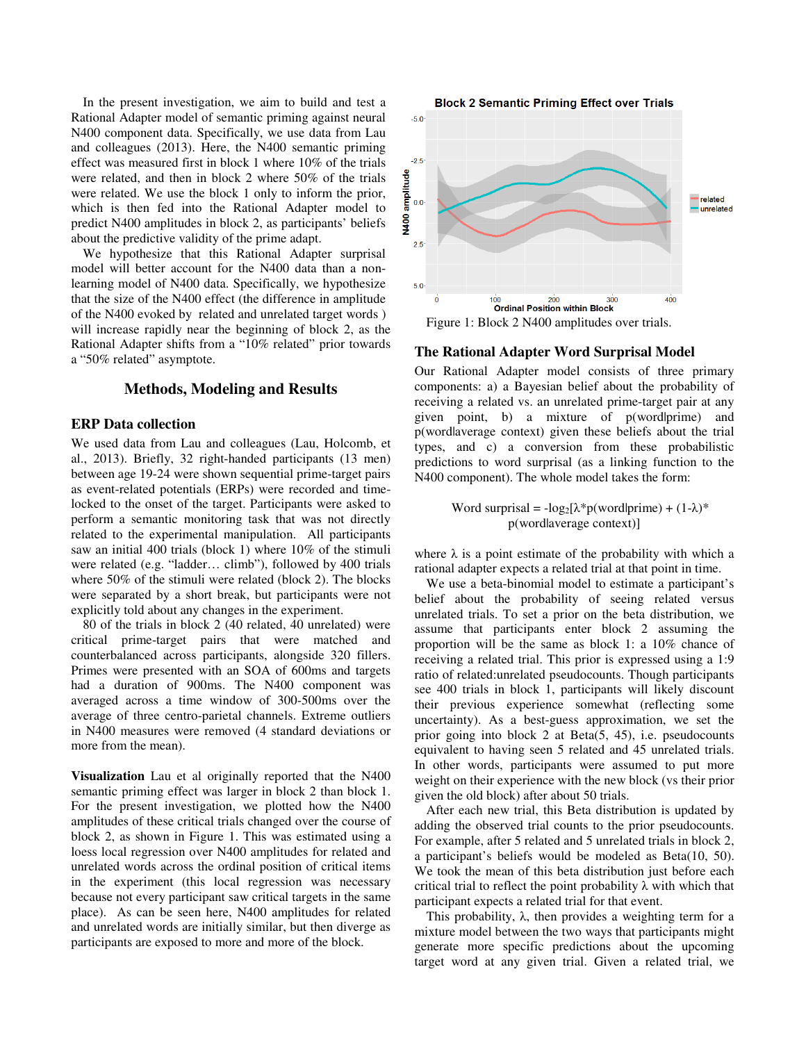In the present investigation, we aim to build and test a Rational Adapter model of semantic priming against neural N400 component data. Specifically, we use data from Lau and colleagues (2013). Here, the N400 semantic priming effect was measured first in block 1 where 10% of the trials were related, and then in block 2 where 50% of the trials were related. We use the block 1 only to inform the prior, which is then fed into the Rational Adapter model to predict N400 amplitudes in block 2, as participants' beliefs about the predictive validity of the prime adapt.

We hypothesize that this Rational Adapter surprisal model will better account for the N400 data than a non-learning model of N400 data. Specifically, we hypothesize that the size of the N400 effect (the difference in amplitude of the N400 evoked by related and unrelated target words ) will increase rapidly near the beginning of block 2, as the Rational Adapter shifts from a "10% related" prior towards a "50% related" asymptote.

## Methods, Modeling and Results

### ERP Data collection

We used data from Lau and colleagues (Lau, Holcomb, et al., 2013). Briefly, 32 right-handed participants (13 men) between age 19-24 were shown sequential prime-target pairs as event-related potentials (ERPs) were recorded and time-locked to the onset of the target. Participants were asked to perform a semantic monitoring task that was not directly related to the experimental manipulation. All participants saw an initial 400 trials (block 1) where 10% of the stimuli were related (e.g. "ladder… climb"), followed by 400 trials where 50% of the stimuli were related (block 2). The blocks were separated by a short break, but participants were not explicitly told about any changes in the experiment.

80 of the trials in block 2 (40 related, 40 unrelated) were critical prime-target pairs that were matched and counterbalanced across participants, alongside 320 fillers. Primes were presented with an SOA of 600ms and targets had a duration of 900ms. The N400 component was averaged across a time window of 300-500ms over the average of three centro-parietal channels. Extreme outliers in N400 measures were removed (4 standard deviations or more from the mean).

**Visualization** Lau et al originally reported that the N400 semantic priming effect was larger in block 2 than block 1. For the present investigation, we plotted how the N400 amplitudes of these critical trials changed over the course of block 2, as shown in Figure 1. This was estimated using a loess local regression over N400 amplitudes for related and unrelated words across the ordinal position of critical items in the experiment (this local regression was necessary because not every participant saw critical targets in the same place). As can be seen here, N400 amplitudes for related and unrelated words are initially similar, but then diverge as participants are exposed to more and more of the block.

Figure 1: Block 2 N400 amplitudes over trials.

### The Rational Adapter Word Surprisal Model

Our Rational Adapter model consists of three primary components: a) a Bayesian belief about the probability of receiving a related vs. an unrelated prime-target pair at any given point, b) a mixture of p(word|prime) and p(word|average context) given these beliefs about the trial types, and c) a conversion from these probabilistic predictions to word surprisal (as a linking function to the N400 component). The whole model takes the form:

$$\text{Word surprisal} = -\log_2[\lambda * p(\text{word}|\text{prime}) + (1-\lambda) * p(\text{word}|\text{average context})]$$

where $\lambda$ is a point estimate of the probability with which a rational adapter expects a related trial at that point in time.

We use a beta-binomial model to estimate a participant's belief about the probability of seeing related versus unrelated trials. To set a prior on the beta distribution, we assume that participants enter block 2 assuming the proportion will be the same as block 1: a 10% chance of receiving a related trial. This prior is expressed using a 1:9 ratio of related:unrelated pseudocounts. Though participants see 400 trials in block 1, participants will likely discount their previous experience somewhat (reflecting some uncertainty). As a best-guess approximation, we set the prior going into block 2 at Beta(5, 45), i.e. pseudocounts equivalent to having seen 5 related and 45 unrelated trials. In other words, participants were assumed to put more weight on their experience with the new block (vs their prior given the old block) after about 50 trials.

After each new trial, this Beta distribution is updated by adding the observed trial counts to the prior pseudocounts. For example, after 5 related and 5 unrelated trials in block 2, a participant's beliefs would be modeled as Beta(10, 50). We took the mean of this beta distribution just before each critical trial to reflect the point probability $\lambda$ with which that participant expects a related trial for that event.

This probability, $\lambda$, then provides a weighting term for a mixture model between the two ways that participants might generate more specific predictions about the upcoming target word at any given trial. Given a related trial, we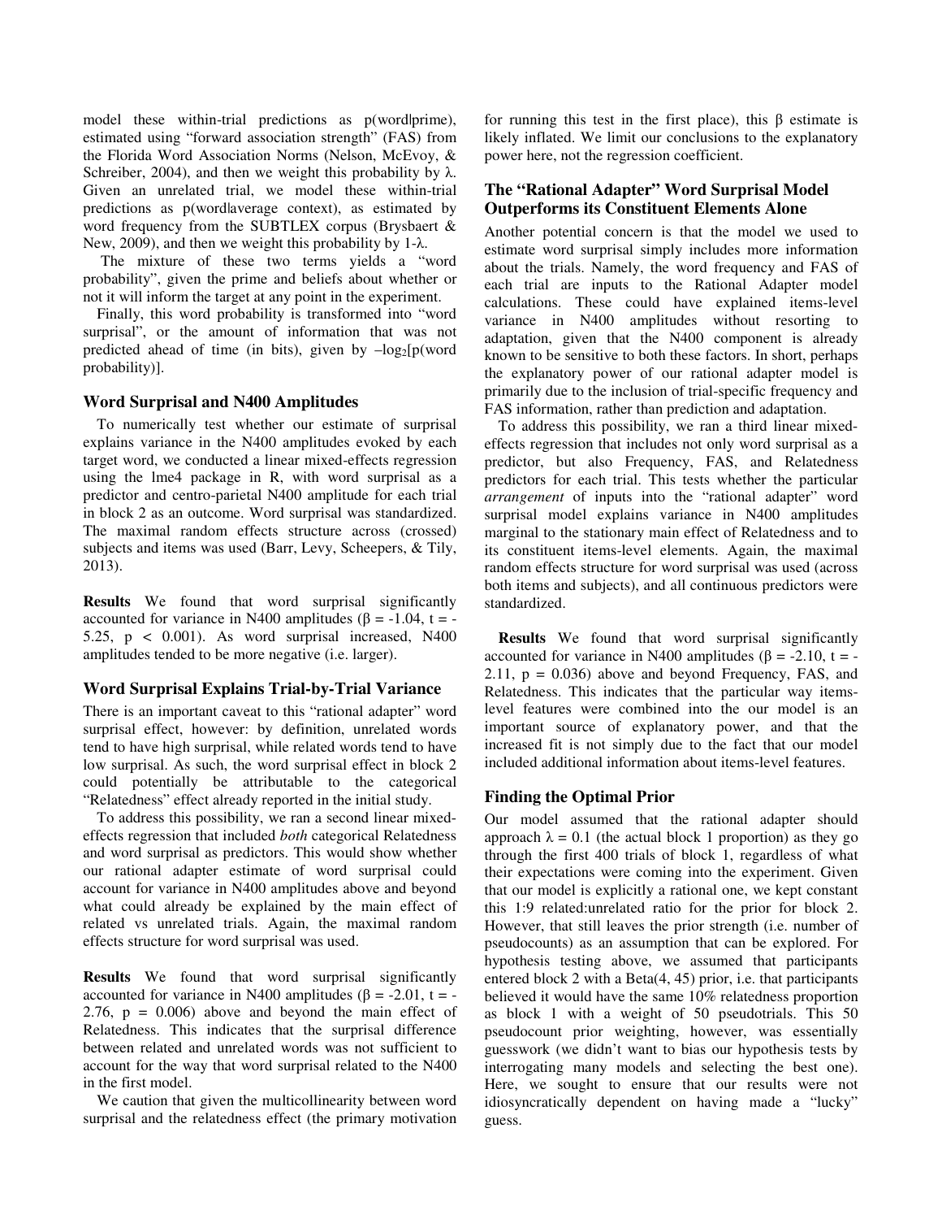model these within-trial predictions as p(word|prime), estimated using "forward association strength" (FAS) from the Florida Word Association Norms (Nelson, McEvoy, & Schreiber, 2004), and then we weight this probability by $\lambda$. Given an unrelated trial, we model these within-trial predictions as p(word|average context), as estimated by word frequency from the SUBTLEX corpus (Brysbaert & New, 2009), and then we weight this probability by $1-\lambda$.

The mixture of these two terms yields a "word probability", given the prime and beliefs about whether or not it will inform the target at any point in the experiment.

Finally, this word probability is transformed into "word surprisal", or the amount of information that was not predicted ahead of time (in bits), given by $-\log_2$[p(word probability)].

### Word Surprisal and N400 Amplitudes

To numerically test whether our estimate of surprisal explains variance in the N400 amplitudes evoked by each target word, we conducted a linear mixed-effects regression using the lme4 package in R, with word surprisal as a predictor and centro-parietal N400 amplitude for each trial in block 2 as an outcome. Word surprisal was standardized. The maximal random effects structure across (crossed) subjects and items was used (Barr, Levy, Scheepers, & Tily, 2013).

**Results** We found that word surprisal significantly accounted for variance in N400 amplitudes ($\beta = -1.04$, $t = -5.25$, $p < 0.001$). As word surprisal increased, N400 amplitudes tended to be more negative (i.e. larger).

### Word Surprisal Explains Trial-by-Trial Variance

There is an important caveat to this "rational adapter" word surprisal effect, however: by definition, unrelated words tend to have high surprisal, while related words tend to have low surprisal. As such, the word surprisal effect in block 2 could potentially be attributable to the categorical "Relatedness" effect already reported in the initial study.

To address this possibility, we ran a second linear mixed-effects regression that included *both* categorical Relatedness and word surprisal as predictors. This would show whether our rational adapter estimate of word surprisal could account for variance in N400 amplitudes above and beyond what could already be explained by the main effect of related vs unrelated trials. Again, the maximal random effects structure for word surprisal was used.

**Results** We found that word surprisal significantly accounted for variance in N400 amplitudes ($\beta = -2.01$, $t = -2.76$, $p = 0.006$) above and beyond the main effect of Relatedness. This indicates that the surprisal difference between related and unrelated words was not sufficient to account for the way that word surprisal related to the N400 in the first model.

We caution that given the multicollinearity between word surprisal and the relatedness effect (the primary motivation for running this test in the first place), this $\beta$ estimate is likely inflated. We limit our conclusions to the explanatory power here, not the regression coefficient.

### The "Rational Adapter" Word Surprisal Model Outperforms its Constituent Elements Alone

Another potential concern is that the model we used to estimate word surprisal simply includes more information about the trials. Namely, the word frequency and FAS of each trial are inputs to the Rational Adapter model calculations. These could have explained items-level variance in N400 amplitudes without resorting to adaptation, given that the N400 component is already known to be sensitive to both these factors. In short, perhaps the explanatory power of our rational adapter model is primarily due to the inclusion of trial-specific frequency and FAS information, rather than prediction and adaptation.

To address this possibility, we ran a third linear mixed-effects regression that includes not only word surprisal as a predictor, but also Frequency, FAS, and Relatedness predictors for each trial. This tests whether the particular *arrangement* of inputs into the "rational adapter" word surprisal model explains variance in N400 amplitudes marginal to the stationary main effect of Relatedness and to its constituent items-level elements. Again, the maximal random effects structure for word surprisal was used (across both items and subjects), and all continuous predictors were standardized.

**Results** We found that word surprisal significantly accounted for variance in N400 amplitudes ($\beta = -2.10$, $t = -2.11$, $p = 0.036$) above and beyond Frequency, FAS, and Relatedness. This indicates that the particular way items-level features were combined into the our model is an important source of explanatory power, and that the increased fit is not simply due to the fact that our model included additional information about items-level features.

### Finding the Optimal Prior

Our model assumed that the rational adapter should approach $\lambda = 0.1$ (the actual block 1 proportion) as they go through the first 400 trials of block 1, regardless of what their expectations were coming into the experiment. Given that our model is explicitly a rational one, we kept constant this 1:9 related:unrelated ratio for the prior for block 2. However, that still leaves the prior strength (i.e. number of pseudocounts) as an assumption that can be explored. For hypothesis testing above, we assumed that participants entered block 2 with a Beta(4, 45) prior, i.e. that participants believed it would have the same 10% relatedness proportion as block 1 with a weight of 50 pseudotrials. This 50 pseudocount prior weighting, however, was essentially guesswork (we didn't want to bias our hypothesis tests by interrogating many models and selecting the best one). Here, we sought to ensure that our results were not idiosyncratically dependent on having made a "lucky" guess.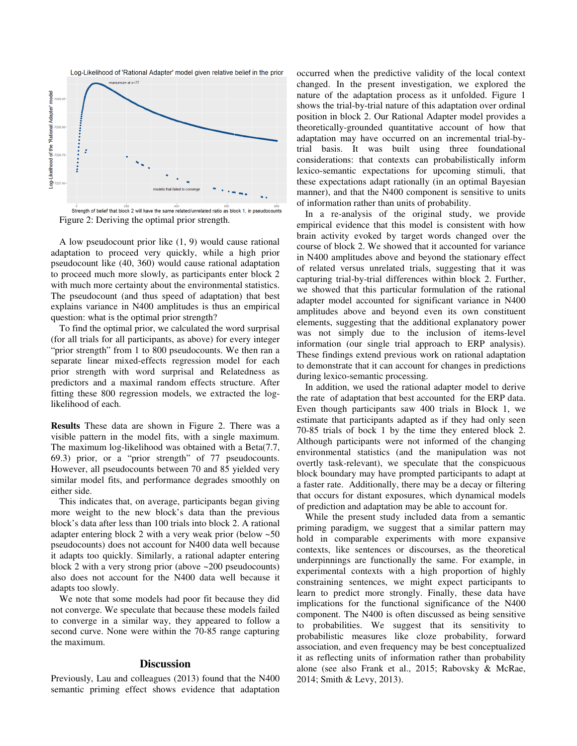Figure 2: Deriving the optimal prior strength.

A low pseudocount prior like (1, 9) would cause rational adaptation to proceed very quickly, while a high prior pseudocount like (40, 360) would cause rational adaptation to proceed much more slowly, as participants enter block 2 with much more certainty about the environmental statistics. The pseudocount (and thus speed of adaptation) that best explains variance in N400 amplitudes is thus an empirical question: what is the optimal prior strength?

To find the optimal prior, we calculated the word surprisal (for all trials for all participants, as above) for every integer "prior strength" from 1 to 800 pseudocounts. We then ran a separate linear mixed-effects regression model for each prior strength with word surprisal and Relatedness as predictors and a maximal random effects structure. After fitting these 800 regression models, we extracted the log-likelihood of each.

**Results** These data are shown in Figure 2. There was a visible pattern in the model fits, with a single maximum. The maximum log-likelihood was obtained with a Beta(7.7, 69.3) prior, or a "prior strength" of 77 pseudocounts. However, all pseudocounts between 70 and 85 yielded very similar model fits, and performance degrades smoothly on either side.

This indicates that, on average, participants began giving more weight to the new block's data than the previous block's data after less than 100 trials into block 2. A rational adapter entering block 2 with a very weak prior (below ~50 pseudocounts) does not account for N400 data well because it adapts too quickly. Similarly, a rational adapter entering block 2 with a very strong prior (above ~200 pseudocounts) also does not account for the N400 data well because it adapts too slowly.

We note that some models had poor fit because they did not converge. We speculate that because these models failed to converge in a similar way, they appeared to follow a second curve. None were within the 70-85 range capturing the maximum.

## Discussion

Previously, Lau and colleagues (2013) found that the N400 semantic priming effect shows evidence that adaptation occurred when the predictive validity of the local context changed. In the present investigation, we explored the nature of the adaptation process as it unfolded. Figure 1 shows the trial-by-trial nature of this adaptation over ordinal position in block 2. Our Rational Adapter model provides a theoretically-grounded quantitative account of how that adaptation may have occurred on an incremental trial-by-trial basis. It was built using three foundational considerations: that contexts can probabilistically inform lexico-semantic expectations for upcoming stimuli, that these expectations adapt rationally (in an optimal Bayesian manner), and that the N400 component is sensitive to units of information rather than units of probability.

In a re-analysis of the original study, we provide empirical evidence that this model is consistent with how brain activity evoked by target words changed over the course of block 2. We showed that it accounted for variance in N400 amplitudes above and beyond the stationary effect of related versus unrelated trials, suggesting that it was capturing trial-by-trial differences within block 2. Further, we showed that this particular formulation of the rational adapter model accounted for significant variance in N400 amplitudes above and beyond even its own constituent elements, suggesting that the additional explanatory power was not simply due to the inclusion of items-level information (our single trial approach to ERP analysis). These findings extend previous work on rational adaptation to demonstrate that it can account for changes in predictions during lexico-semantic processing.

In addition, we used the rational adapter model to derive the rate of adaptation that best accounted for the ERP data. Even though participants saw 400 trials in Block 1, we estimate that participants adapted as if they had only seen 70-85 trials of bock 1 by the time they entered block 2. Although participants were not informed of the changing environmental statistics (and the manipulation was not overtly task-relevant), we speculate that the conspicuous block boundary may have prompted participants to adapt at a faster rate. Additionally, there may be a decay or filtering that occurs for distant exposures, which dynamical models of prediction and adaptation may be able to account for.

While the present study included data from a semantic priming paradigm, we suggest that a similar pattern may hold in comparable experiments with more expansive contexts, like sentences or discourses, as the theoretical underpinnings are functionally the same. For example, in experimental contexts with a high proportion of highly constraining sentences, we might expect participants to learn to predict more strongly. Finally, these data have implications for the functional significance of the N400 component. The N400 is often discussed as being sensitive to probabilities. We suggest that its sensitivity to probabilistic measures like cloze probability, forward association, and even frequency may be best conceptualized it as reflecting units of information rather than probability alone (see also Frank et al., 2015; Rabovsky & McRae, 2014; Smith & Levy, 2013).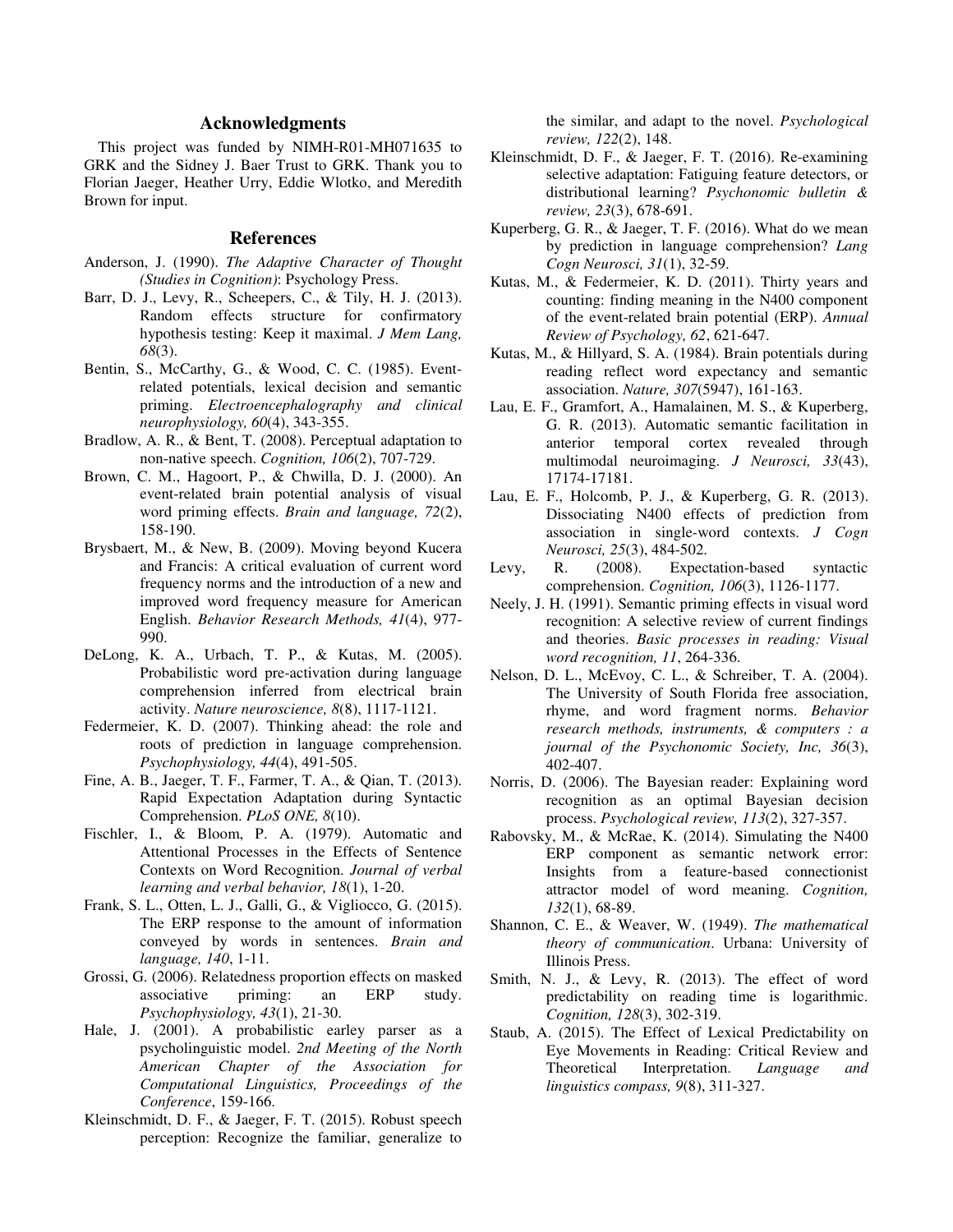## Acknowledgments

This project was funded by NIMH-R01-MH071635 to GRK and the Sidney J. Baer Trust to GRK. Thank you to Florian Jaeger, Heather Urry, Eddie Wlotko, and Meredith Brown for input.

## References

Anderson, J. (1990). *The Adaptive Character of Thought (Studies in Cognition)*: Psychology Press.

Barr, D. J., Levy, R., Scheepers, C., & Tily, H. J. (2013). Random effects structure for confirmatory hypothesis testing: Keep it maximal. *J Mem Lang, 68*(3).

Bentin, S., McCarthy, G., & Wood, C. C. (1985). Event-related potentials, lexical decision and semantic priming. *Electroencephalography and clinical neurophysiology, 60*(4), 343-355.

Bradlow, A. R., & Bent, T. (2008). Perceptual adaptation to non-native speech. *Cognition, 106*(2), 707-729.

Brown, C. M., Hagoort, P., & Chwilla, D. J. (2000). An event-related brain potential analysis of visual word priming effects. *Brain and language, 72*(2), 158-190.

Brysbaert, M., & New, B. (2009). Moving beyond Kucera and Francis: A critical evaluation of current word frequency norms and the introduction of a new and improved word frequency measure for American English. *Behavior Research Methods, 41*(4), 977-990.

DeLong, K. A., Urbach, T. P., & Kutas, M. (2005). Probabilistic word pre-activation during language comprehension inferred from electrical brain activity. *Nature neuroscience, 8*(8), 1117-1121.

Federmeier, K. D. (2007). Thinking ahead: the role and roots of prediction in language comprehension. *Psychophysiology, 44*(4), 491-505.

Fine, A. B., Jaeger, T. F., Farmer, T. A., & Qian, T. (2013). Rapid Expectation Adaptation during Syntactic Comprehension. *PLoS ONE, 8*(10).

Fischler, I., & Bloom, P. A. (1979). Automatic and Attentional Processes in the Effects of Sentence Contexts on Word Recognition. *Journal of verbal learning and verbal behavior, 18*(1), 1-20.

Frank, S. L., Otten, L. J., Galli, G., & Vigliocco, G. (2015). The ERP response to the amount of information conveyed by words in sentences. *Brain and language, 140*, 1-11.

Grossi, G. (2006). Relatedness proportion effects on masked associative priming: an ERP study. *Psychophysiology, 43*(1), 21-30.

Hale, J. (2001). A probabilistic earley parser as a psycholinguistic model. *2nd Meeting of the North American Chapter of the Association for Computational Linguistics, Proceedings of the Conference*, 159-166.

Kleinschmidt, D. F., & Jaeger, F. T. (2015). Robust speech perception: Recognize the familiar, generalize to the similar, and adapt to the novel. *Psychological review, 122*(2), 148.

Kleinschmidt, D. F., & Jaeger, F. T. (2016). Re-examining selective adaptation: Fatiguing feature detectors, or distributional learning? *Psychonomic bulletin & review, 23*(3), 678-691.

Kuperberg, G. R., & Jaeger, T. F. (2016). What do we mean by prediction in language comprehension? *Lang Cogn Neurosci, 31*(1), 32-59.

Kutas, M., & Federmeier, K. D. (2011). Thirty years and counting: finding meaning in the N400 component of the event-related brain potential (ERP). *Annual Review of Psychology, 62*, 621-647.

Kutas, M., & Hillyard, S. A. (1984). Brain potentials during reading reflect word expectancy and semantic association. *Nature, 307*(5947), 161-163.

Lau, E. F., Gramfort, A., Hamalainen, M. S., & Kuperberg, G. R. (2013). Automatic semantic facilitation in anterior temporal cortex revealed through multimodal neuroimaging. *J Neurosci, 33*(43), 17174-17181.

Lau, E. F., Holcomb, P. J., & Kuperberg, G. R. (2013). Dissociating N400 effects of prediction from association in single-word contexts. *J Cogn Neurosci, 25*(3), 484-502.

Levy, R. (2008). Expectation-based syntactic comprehension. *Cognition, 106*(3), 1126-1177.

Neely, J. H. (1991). Semantic priming effects in visual word recognition: A selective review of current findings and theories. *Basic processes in reading: Visual word recognition, 11*, 264-336.

Nelson, D. L., McEvoy, C. L., & Schreiber, T. A. (2004). The University of South Florida free association, rhyme, and word fragment norms. *Behavior research methods, instruments, & computers : a journal of the Psychonomic Society, Inc, 36*(3), 402-407.

Norris, D. (2006). The Bayesian reader: Explaining word recognition as an optimal Bayesian decision process. *Psychological review, 113*(2), 327-357.

Rabovsky, M., & McRae, K. (2014). Simulating the N400 ERP component as semantic network error: Insights from a feature-based connectionist attractor model of word meaning. *Cognition, 132*(1), 68-89.

Shannon, C. E., & Weaver, W. (1949). *The mathematical theory of communication*. Urbana: University of Illinois Press.

Smith, N. J., & Levy, R. (2013). The effect of word predictability on reading time is logarithmic. *Cognition, 128*(3), 302-319.

Staub, A. (2015). The Effect of Lexical Predictability on Eye Movements in Reading: Critical Review and Theoretical Interpretation. *Language and linguistics compass, 9*(8), 311-327.